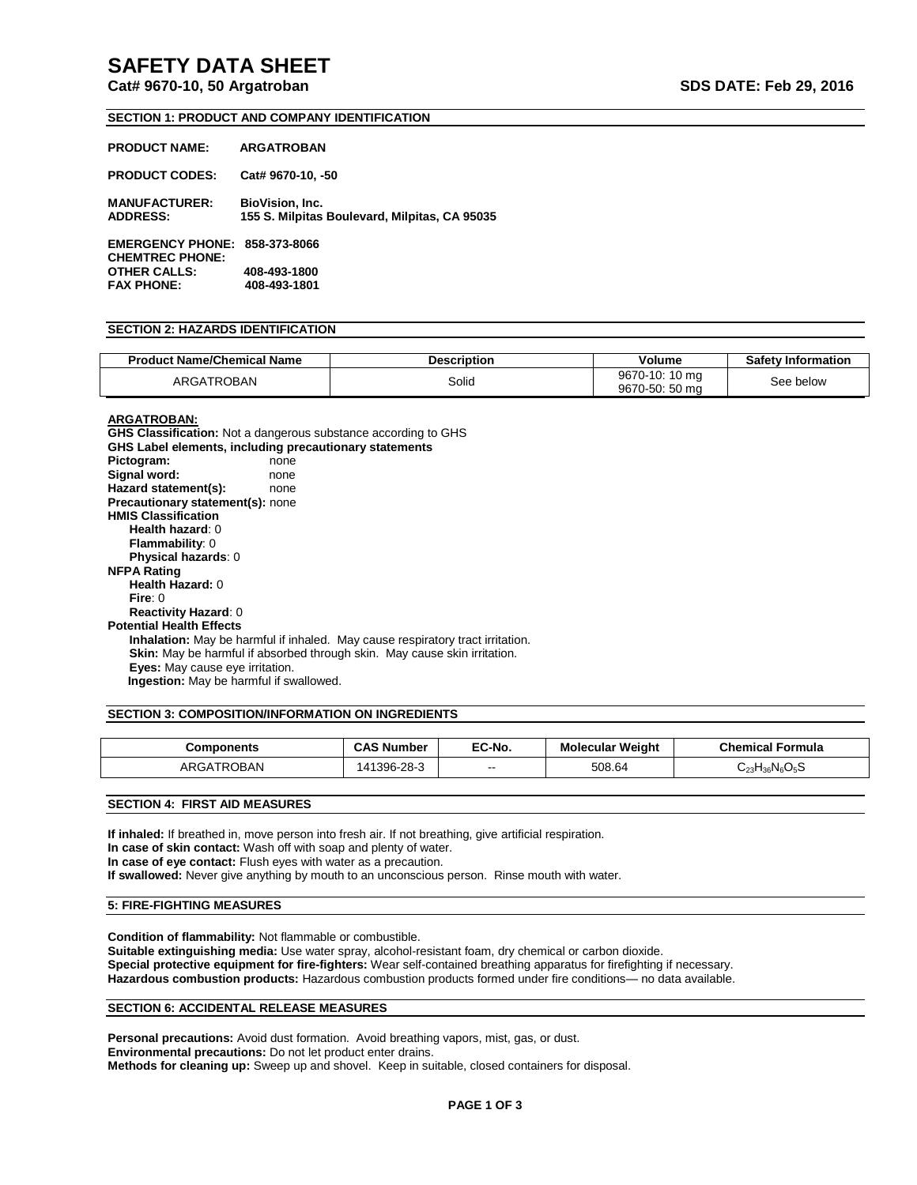# SAFETY DATA SHEET

**Cat# 9670-10, 50 Argatroban** **SDS DATE: Feb 29, 2016**

## SECTION 1: PRODUCT AND COMPANY IDENTIFICATION

**PRODUCT NAME:** **ARGATROBAN**

**PRODUCT CODES:** **Cat# 9670-10, -50**

**MANUFACTURER:** **BioVision, Inc.**
**ADDRESS:** **155 S. Milpitas Boulevard, Milpitas, CA 95035**

**EMERGENCY PHONE:** **858-373-8066**
**CHEMTREC PHONE:**
**OTHER CALLS:** **408-493-1800**
**FAX PHONE:** **408-493-1801**

## SECTION 2: HAZARDS IDENTIFICATION

| Product Name/Chemical Name | Description | Volume | Safety Information |
|---|---|---|---|
| ARGATROBAN | Solid | 9670-10: 10 mg<br>9670-50: 50 mg | See below |

**ARGATROBAN:**

**GHS Classification:** Not a dangerous substance according to GHS
**GHS Label elements, including precautionary statements**
**Pictogram:** none
**Signal word:** none
**Hazard statement(s):** none
**Precautionary statement(s):** none
**HMIS Classification**
- **Health hazard**: 0
- **Flammability**: 0
- **Physical hazards**: 0

**NFPA Rating**
- **Health Hazard:** 0
- **Fire**: 0
- **Reactivity Hazard**: 0

**Potential Health Effects**
- **Inhalation:** May be harmful if inhaled. May cause respiratory tract irritation.
- **Skin:** May be harmful if absorbed through skin. May cause skin irritation.
- **Eyes:** May cause eye irritation.
- **Ingestion:** May be harmful if swallowed.

## SECTION 3: COMPOSITION/INFORMATION ON INGREDIENTS

| Components | CAS Number | EC-No. | Molecular Weight | Chemical Formula |
|---|---|---|---|---|
| ARGATROBAN | 141396-28-3 | -- | 508.64 | $C_{23}H_{36}N_6O_5S$ |

## SECTION 4: FIRST AID MEASURES

**If inhaled:** If breathed in, move person into fresh air. If not breathing, give artificial respiration.
**In case of skin contact:** Wash off with soap and plenty of water.
**In case of eye contact:** Flush eyes with water as a precaution.
**If swallowed:** Never give anything by mouth to an unconscious person. Rinse mouth with water.

## 5: FIRE-FIGHTING MEASURES

**Condition of flammability:** Not flammable or combustible.
**Suitable extinguishing media:** Use water spray, alcohol-resistant foam, dry chemical or carbon dioxide.
**Special protective equipment for fire-fighters:** Wear self-contained breathing apparatus for firefighting if necessary.
**Hazardous combustion products:** Hazardous combustion products formed under fire conditions— no data available.

## SECTION 6: ACCIDENTAL RELEASE MEASURES

**Personal precautions:** Avoid dust formation. Avoid breathing vapors, mist, gas, or dust.
**Environmental precautions:** Do not let product enter drains.
**Methods for cleaning up:** Sweep up and shovel. Keep in suitable, closed containers for disposal.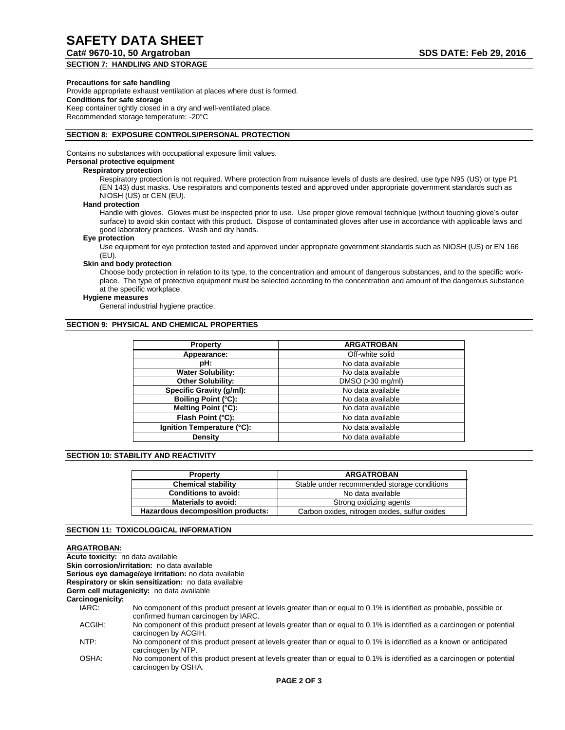## SECTION 7: HANDLING AND STORAGE

**Precautions for safe handling**

Provide appropriate exhaust ventilation at places where dust is formed.

**Conditions for safe storage**

Keep container tightly closed in a dry and well-ventilated place.
Recommended storage temperature: -20°C

## SECTION 8: EXPOSURE CONTROLS/PERSONAL PROTECTION

Contains no substances with occupational exposure limit values.

**Personal protective equipment**

**Respiratory protection**

Respiratory protection is not required. Where protection from nuisance levels of dusts are desired, use type N95 (US) or type P1 (EN 143) dust masks. Use respirators and components tested and approved under appropriate government standards such as NIOSH (US) or CEN (EU).

**Hand protection**

Handle with gloves. Gloves must be inspected prior to use. Use proper glove removal technique (without touching glove's outer surface) to avoid skin contact with this product. Dispose of contaminated gloves after use in accordance with applicable laws and good laboratory practices. Wash and dry hands.

**Eye protection**

Use equipment for eye protection tested and approved under appropriate government standards such as NIOSH (US) or EN 166 (EU).

**Skin and body protection**

Choose body protection in relation to its type, to the concentration and amount of dangerous substances, and to the specific work-place. The type of protective equipment must be selected according to the concentration and amount of the dangerous substance at the specific workplace.

**Hygiene measures**

General industrial hygiene practice.

## SECTION 9: PHYSICAL AND CHEMICAL PROPERTIES

| Property | ARGATROBAN |
|---|---|
| Appearance: | Off-white solid |
| pH: | No data available |
| Water Solubility: | No data available |
| Other Solubility: | DMSO (>30 mg/ml) |
| Specific Gravity (g/ml): | No data available |
| Boiling Point (°C): | No data available |
| Melting Point (°C): | No data available |
| Flash Point (°C): | No data available |
| Ignition Temperature (°C): | No data available |
| Density | No data available |

## SECTION 10: STABILITY AND REACTIVITY

| Property | ARGATROBAN |
|---|---|
| Chemical stability | Stable under recommended storage conditions |
| Conditions to avoid: | No data available |
| Materials to avoid: | Strong oxidizing agents |
| Hazardous decomposition products: | Carbon oxides, nitrogen oxides, sulfur oxides |

## SECTION 11: TOXICOLOGICAL INFORMATION

**ARGATROBAN:**

**Acute toxicity:** no data available
**Skin corrosion/irritation:** no data available
**Serious eye damage/eye irritation:** no data available
**Respiratory or skin sensitization:** no data available
**Germ cell mutagenicity:** no data available
**Carcinogenicity:**

IARC: No component of this product present at levels greater than or equal to 0.1% is identified as probable, possible or confirmed human carcinogen by IARC.

ACGIH: No component of this product present at levels greater than or equal to 0.1% is identified as a carcinogen or potential carcinogen by ACGIH.

NTP: No component of this product present at levels greater than or equal to 0.1% is identified as a known or anticipated carcinogen by NTP.

OSHA: No component of this product present at levels greater than or equal to 0.1% is identified as a carcinogen or potential carcinogen by OSHA.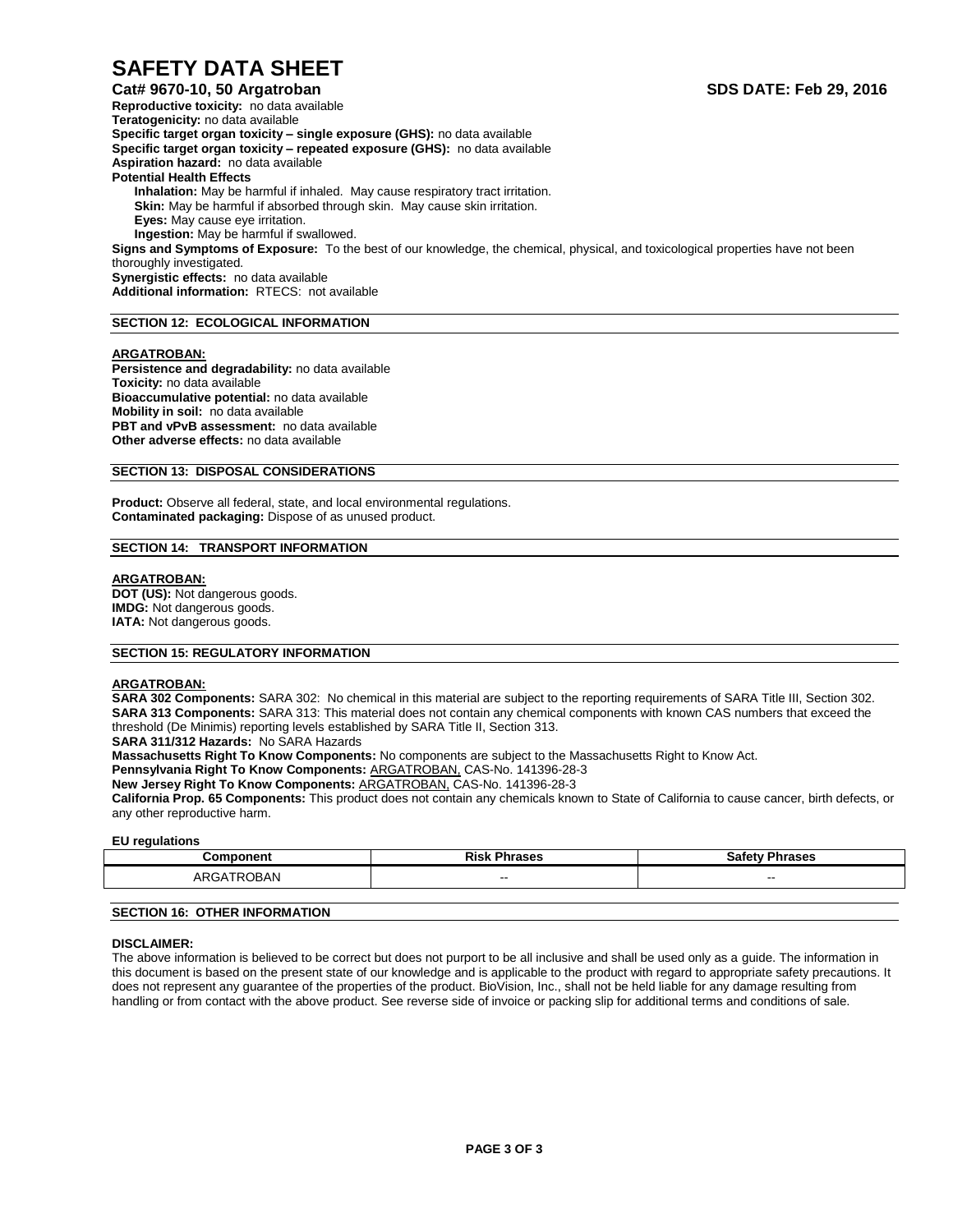# SAFETY DATA SHEET

**Cat# 9670-10, 50 Argatroban** **SDS DATE: Feb 29, 2016**

**Reproductive toxicity:** no data available
**Teratogenicity:** no data available
**Specific target organ toxicity – single exposure (GHS):** no data available
**Specific target organ toxicity – repeated exposure (GHS):** no data available
**Aspiration hazard:** no data available
**Potential Health Effects**
 **Inhalation:** May be harmful if inhaled. May cause respiratory tract irritation.
 **Skin:** May be harmful if absorbed through skin. May cause skin irritation.
 **Eyes:** May cause eye irritation.
 **Ingestion:** May be harmful if swallowed.
**Signs and Symptoms of Exposure:** To the best of our knowledge, the chemical, physical, and toxicological properties have not been thoroughly investigated.
**Synergistic effects:** no data available
**Additional information:** RTECS: not available

## SECTION 12: ECOLOGICAL INFORMATION

**ARGATROBAN:**
**Persistence and degradability:** no data available
**Toxicity:** no data available
**Bioaccumulative potential:** no data available
**Mobility in soil:** no data available
**PBT and vPvB assessment:** no data available
**Other adverse effects:** no data available

## SECTION 13: DISPOSAL CONSIDERATIONS

**Product:** Observe all federal, state, and local environmental regulations.
**Contaminated packaging:** Dispose of as unused product.

## SECTION 14: TRANSPORT INFORMATION

**ARGATROBAN:**
**DOT (US):** Not dangerous goods.
**IMDG:** Not dangerous goods.
**IATA:** Not dangerous goods.

## SECTION 15: REGULATORY INFORMATION

**ARGATROBAN:**
**SARA 302 Components:** SARA 302: No chemical in this material are subject to the reporting requirements of SARA Title III, Section 302.
**SARA 313 Components:** SARA 313: This material does not contain any chemical components with known CAS numbers that exceed the threshold (De Minimis) reporting levels established by SARA Title II, Section 313.
**SARA 311/312 Hazards:** No SARA Hazards
**Massachusetts Right To Know Components:** No components are subject to the Massachusetts Right to Know Act.
**Pennsylvania Right To Know Components:** ARGATROBAN, CAS-No. 141396-28-3
**New Jersey Right To Know Components:** ARGATROBAN, CAS-No. 141396-28-3
**California Prop. 65 Components:** This product does not contain any chemicals known to State of California to cause cancer, birth defects, or any other reproductive harm.

**EU regulations**

| Component | Risk Phrases | Safety Phrases |
|---|---|---|
| ARGATROBAN | -- | -- |

## SECTION 16: OTHER INFORMATION

**DISCLAIMER:**
The above information is believed to be correct but does not purport to be all inclusive and shall be used only as a guide. The information in this document is based on the present state of our knowledge and is applicable to the product with regard to appropriate safety precautions. It does not represent any guarantee of the properties of the product. BioVision, Inc., shall not be held liable for any damage resulting from handling or from contact with the above product. See reverse side of invoice or packing slip for additional terms and conditions of sale.